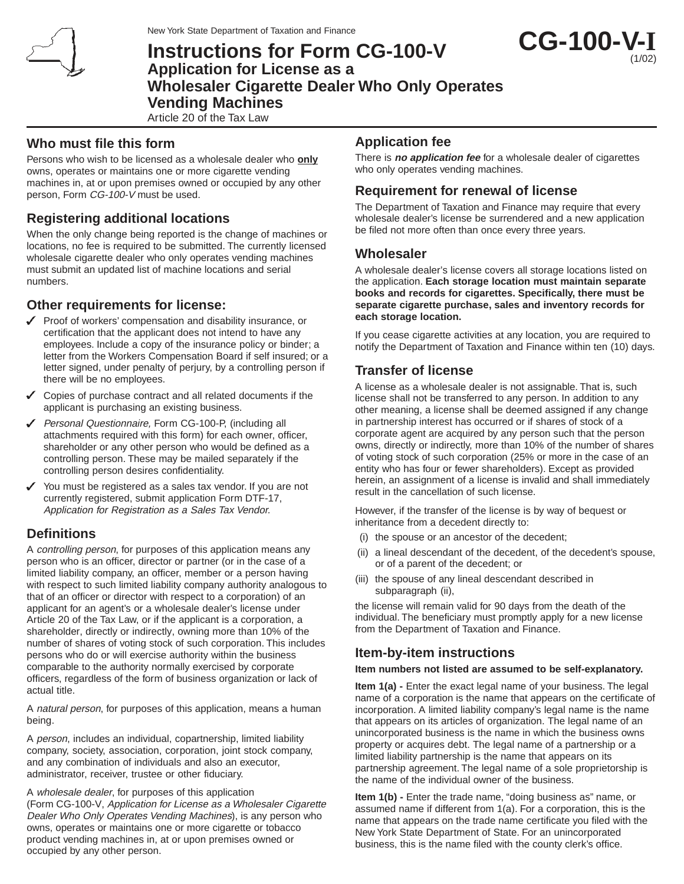New York State Department of Taxation and Finance

# Instructions for Form CG-100-V

**CG-100-V-I** (1/02)

## Application for License as a Wholesaler Cigarette Dealer Who Only Operates Vending Machines

Article 20 of the Tax Law

## Who must file this form

Persons who wish to be licensed as a wholesale dealer who **only** owns, operates or maintains one or more cigarette vending machines in, at or upon premises owned or occupied by any other person, Form *CG-100-V* must be used.

## Registering additional locations

When the only change being reported is the change of machines or locations, no fee is required to be submitted. The currently licensed wholesale cigarette dealer who only operates vending machines must submit an updated list of machine locations and serial numbers.

## Other requirements for license:

- ✓ Proof of workers' compensation and disability insurance, or certification that the applicant does not intend to have any employees. Include a copy of the insurance policy or binder; a letter from the Workers Compensation Board if self insured; or a letter signed, under penalty of perjury, by a controlling person if there will be no employees.
- ✓ Copies of purchase contract and all related documents if the applicant is purchasing an existing business.
- ✓ *Personal Questionnaire,* Form CG-100-P, (including all attachments required with this form) for each owner, officer, shareholder or any other person who would be defined as a controlling person. These may be mailed separately if the controlling person desires confidentiality.
- ✓ You must be registered as a sales tax vendor. If you are not currently registered, submit application Form DTF-17, *Application for Registration as a Sales Tax Vendor.*

## Definitions

A *controlling person*, for purposes of this application means any person who is an officer, director or partner (or in the case of a limited liability company, an officer, member or a person having with respect to such limited liability company authority analogous to that of an officer or director with respect to a corporation) of an applicant for an agent's or a wholesale dealer's license under Article 20 of the Tax Law, or if the applicant is a corporation, a shareholder, directly or indirectly, owning more than 10% of the number of shares of voting stock of such corporation. This includes persons who do or will exercise authority within the business comparable to the authority normally exercised by corporate officers, regardless of the form of business organization or lack of actual title.

A *natural person*, for purposes of this application, means a human being.

A *person*, includes an individual, copartnership, limited liability company, society, association, corporation, joint stock company, and any combination of individuals and also an executor, administrator, receiver, trustee or other fiduciary.

A *wholesale dealer*, for purposes of this application (Form CG-100-V, *Application for License as a Wholesaler Cigarette Dealer Who Only Operates Vending Machines*), is any person who owns, operates or maintains one or more cigarette or tobacco product vending machines in, at or upon premises owned or occupied by any other person.

## Application fee

There is ***no application fee*** for a wholesale dealer of cigarettes who only operates vending machines.

## Requirement for renewal of license

The Department of Taxation and Finance may require that every wholesale dealer's license be surrendered and a new application be filed not more often than once every three years.

## Wholesaler

A wholesale dealer's license covers all storage locations listed on the application. **Each storage location must maintain separate books and records for cigarettes. Specifically, there must be separate cigarette purchase, sales and inventory records for each storage location.**

If you cease cigarette activities at any location, you are required to notify the Department of Taxation and Finance within ten (10) days.

## Transfer of license

A license as a wholesale dealer is not assignable. That is, such license shall not be transferred to any person. In addition to any other meaning, a license shall be deemed assigned if any change in partnership interest has occurred or if shares of stock of a corporate agent are acquired by any person such that the person owns, directly or indirectly, more than 10% of the number of shares of voting stock of such corporation (25% or more in the case of an entity who has four or fewer shareholders). Except as provided herein, an assignment of a license is invalid and shall immediately result in the cancellation of such license.

However, if the transfer of the license is by way of bequest or inheritance from a decedent directly to:

(i) the spouse or an ancestor of the decedent;

(ii) a lineal descendant of the decedent, of the decedent's spouse, or of a parent of the decedent; or

(iii) the spouse of any lineal descendant described in subparagraph (ii),

the license will remain valid for 90 days from the death of the individual. The beneficiary must promptly apply for a new license from the Department of Taxation and Finance.

## Item-by-item instructions

**Item numbers not listed are assumed to be self-explanatory.**

**Item 1(a) -** Enter the exact legal name of your business. The legal name of a corporation is the name that appears on the certificate of incorporation. A limited liability company's legal name is the name that appears on its articles of organization. The legal name of an unincorporated business is the name in which the business owns property or acquires debt. The legal name of a partnership or a limited liability partnership is the name that appears on its partnership agreement. The legal name of a sole proprietorship is the name of the individual owner of the business.

**Item 1(b) -** Enter the trade name, "doing business as" name, or assumed name if different from 1(a). For a corporation, this is the name that appears on the trade name certificate you filed with the New York State Department of State. For an unincorporated business, this is the name filed with the county clerk's office.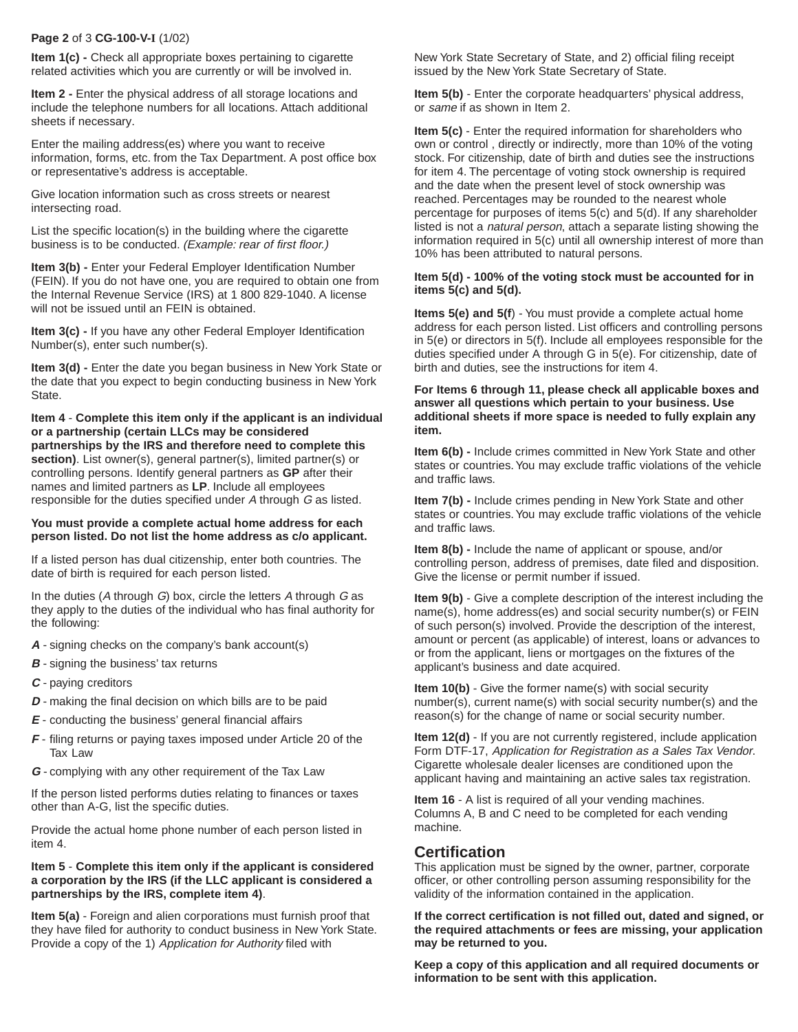**Item 1(c) -** Check all appropriate boxes pertaining to cigarette related activities which you are currently or will be involved in.

**Item 2 -** Enter the physical address of all storage locations and include the telephone numbers for all locations. Attach additional sheets if necessary.

Enter the mailing address(es) where you want to receive information, forms, etc. from the Tax Department. A post office box or representative's address is acceptable.

Give location information such as cross streets or nearest intersecting road.

List the specific location(s) in the building where the cigarette business is to be conducted. *(Example: rear of first floor.)*

**Item 3(b) -** Enter your Federal Employer Identification Number (FEIN). If you do not have one, you are required to obtain one from the Internal Revenue Service (IRS) at 1 800 829-1040. A license will not be issued until an FEIN is obtained.

**Item 3(c) -** If you have any other Federal Employer Identification Number(s), enter such number(s).

**Item 3(d) -** Enter the date you began business in New York State or the date that you expect to begin conducting business in New York State.

**Item 4** - **Complete this item only if the applicant is an individual or a partnership (certain LLCs may be considered partnerships by the IRS and therefore need to complete this section)**. List owner(s), general partner(s), limited partner(s) or controlling persons. Identify general partners as **GP** after their names and limited partners as **LP**. Include all employees responsible for the duties specified under *A* through *G* as listed.

**You must provide a complete actual home address for each person listed. Do not list the home address as c/o applicant.**

If a listed person has dual citizenship, enter both countries. The date of birth is required for each person listed.

In the duties (*A* through *G*) box, circle the letters *A* through *G* as they apply to the duties of the individual who has final authority for the following:

- ***A*** - signing checks on the company's bank account(s)
- ***B*** - signing the business' tax returns
- ***C*** - paying creditors
- ***D*** - making the final decision on which bills are to be paid
- ***E*** - conducting the business' general financial affairs
- ***F*** - filing returns or paying taxes imposed under Article 20 of the Tax Law
- ***G*** - complying with any other requirement of the Tax Law

If the person listed performs duties relating to finances or taxes other than A-G, list the specific duties.

Provide the actual home phone number of each person listed in item 4.

**Item 5** - **Complete this item only if the applicant is considered a corporation by the IRS (if the LLC applicant is considered a partnerships by the IRS, complete item 4)**.

**Item 5(a)** - Foreign and alien corporations must furnish proof that they have filed for authority to conduct business in New York State. Provide a copy of the 1) *Application for Authority* filed with New York State Secretary of State, and 2) official filing receipt issued by the New York State Secretary of State.

**Item 5(b)** - Enter the corporate headquarters' physical address, or *same* if as shown in Item 2.

**Item 5(c)** - Enter the required information for shareholders who own or control , directly or indirectly, more than 10% of the voting stock. For citizenship, date of birth and duties see the instructions for item 4. The percentage of voting stock ownership is required and the date when the present level of stock ownership was reached. Percentages may be rounded to the nearest whole percentage for purposes of items 5(c) and 5(d). If any shareholder listed is not a *natural person*, attach a separate listing showing the information required in 5(c) until all ownership interest of more than 10% has been attributed to natural persons.

**Item 5(d) - 100% of the voting stock must be accounted for in items 5(c) and 5(d).**

**Items 5(e) and 5(f**) - You must provide a complete actual home address for each person listed. List officers and controlling persons in 5(e) or directors in 5(f). Include all employees responsible for the duties specified under A through G in 5(e). For citizenship, date of birth and duties, see the instructions for item 4.

**For Items 6 through 11, please check all applicable boxes and answer all questions which pertain to your business. Use additional sheets if more space is needed to fully explain any item.**

**Item 6(b) -** Include crimes committed in New York State and other states or countries. You may exclude traffic violations of the vehicle and traffic laws.

**Item 7(b) -** Include crimes pending in New York State and other states or countries. You may exclude traffic violations of the vehicle and traffic laws.

**Item 8(b) -** Include the name of applicant or spouse, and/or controlling person, address of premises, date filed and disposition. Give the license or permit number if issued.

**Item 9(b)** - Give a complete description of the interest including the name(s), home address(es) and social security number(s) or FEIN of such person(s) involved. Provide the description of the interest, amount or percent (as applicable) of interest, loans or advances to or from the applicant, liens or mortgages on the fixtures of the applicant's business and date acquired.

**Item 10(b)** - Give the former name(s) with social security number(s), current name(s) with social security number(s) and the reason(s) for the change of name or social security number.

**Item 12(d)** - If you are not currently registered, include application Form DTF-17, *Application for Registration as a Sales Tax Vendor*. Cigarette wholesale dealer licenses are conditioned upon the applicant having and maintaining an active sales tax registration.

**Item 16** - A list is required of all your vending machines. Columns A, B and C need to be completed for each vending machine.

## Certification

This application must be signed by the owner, partner, corporate officer, or other controlling person assuming responsibility for the validity of the information contained in the application.

**If the correct certification is not filled out, dated and signed, or the required attachments or fees are missing, your application may be returned to you.**

**Keep a copy of this application and all required documents or information to be sent with this application.**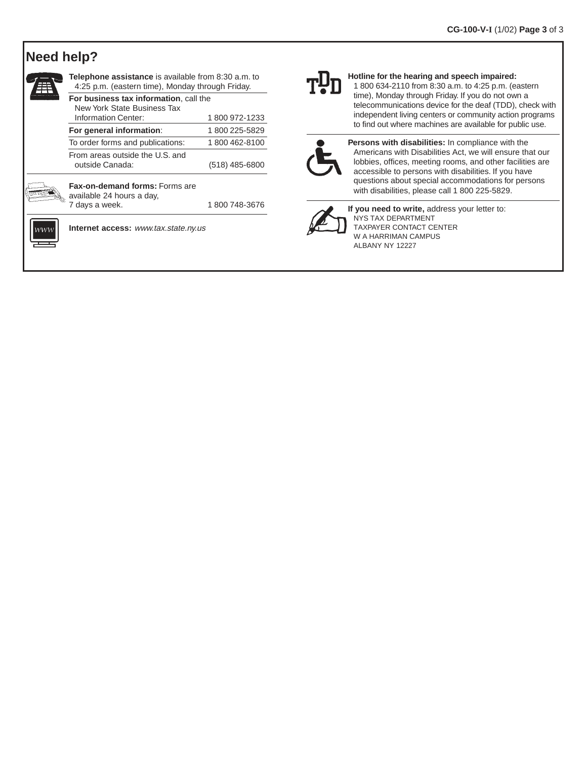## Need help?

**Telephone assistance** is available from 8:30 a.m. to 4:25 p.m. (eastern time), Monday through Friday.

| | |
|---|---|
| **For business tax information**, call the New York State Business Tax Information Center: | 1 800 972-1233 |
| **For general information**: | 1 800 225-5829 |
| To order forms and publications: | 1 800 462-8100 |
| From areas outside the U.S. and outside Canada: | (518) 485-6800 |

**Fax-on-demand forms:** Forms are available 24 hours a day, 7 days a week. 1 800 748-3676

**Internet access:** *www.tax.state.ny.us*

**Hotline for the hearing and speech impaired:** 1 800 634-2110 from 8:30 a.m. to 4:25 p.m. (eastern time), Monday through Friday. If you do not own a telecommunications device for the deaf (TDD), check with independent living centers or community action programs to find out where machines are available for public use.

**Persons with disabilities:** In compliance with the Americans with Disabilities Act, we will ensure that our lobbies, offices, meeting rooms, and other facilities are accessible to persons with disabilities. If you have questions about special accommodations for persons with disabilities, please call 1 800 225-5829.

**If you need to write,** address your letter to:

NYS TAX DEPARTMENT
TAXPAYER CONTACT CENTER
W A HARRIMAN CAMPUS
ALBANY NY 12227